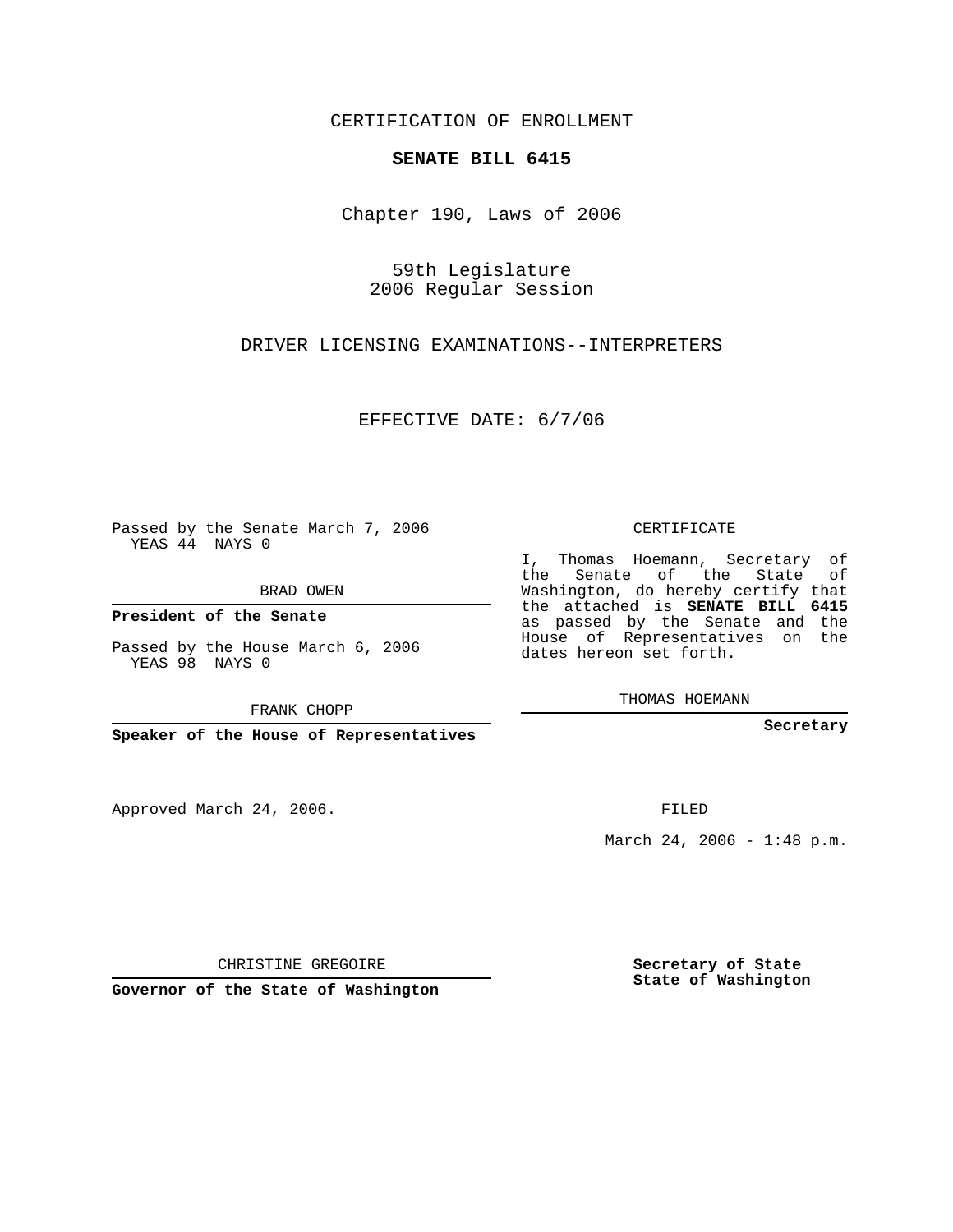CERTIFICATION OF ENROLLMENT

**SENATE BILL 6415**

Chapter 190, Laws of 2006

59th Legislature
2006 Regular Session

DRIVER LICENSING EXAMINATIONS--INTERPRETERS

EFFECTIVE DATE: 6/7/06

Passed by the Senate March 7, 2006
YEAS 44 NAYS 0

BRAD OWEN

**President of the Senate**

Passed by the House March 6, 2006
YEAS 98 NAYS 0

FRANK CHOPP

**Speaker of the House of Representatives**

Approved March 24, 2006.

CHRISTINE GREGOIRE

**Governor of the State of Washington**

CERTIFICATE

I, Thomas Hoemann, Secretary of the Senate of the State of Washington, do hereby certify that the attached is **SENATE BILL 6415** as passed by the Senate and the House of Representatives on the dates hereon set forth.

THOMAS HOEMANN

**Secretary**

FILED

March 24, 2006 - 1:48 p.m.

**Secretary of State**
**State of Washington**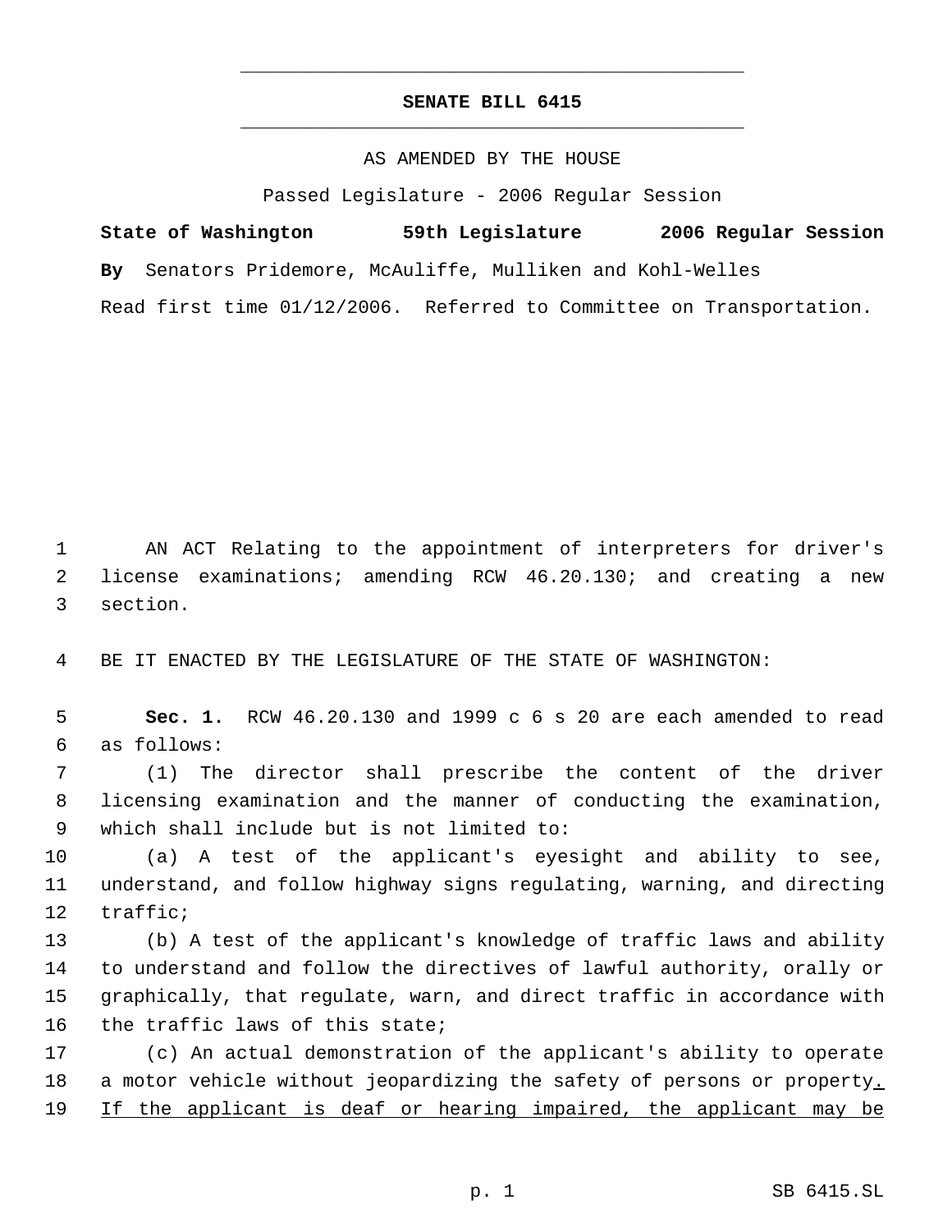# SENATE BILL 6415

AS AMENDED BY THE HOUSE

Passed Legislature - 2006 Regular Session

**State of Washington 59th Legislature 2006 Regular Session**

**By** Senators Pridemore, McAuliffe, Mulliken and Kohl-Welles

Read first time 01/12/2006. Referred to Committee on Transportation.

AN ACT Relating to the appointment of interpreters for driver's license examinations; amending RCW 46.20.130; and creating a new section.

BE IT ENACTED BY THE LEGISLATURE OF THE STATE OF WASHINGTON:

**Sec. 1.** RCW 46.20.130 and 1999 c 6 s 20 are each amended to read as follows:

(1) The director shall prescribe the content of the driver licensing examination and the manner of conducting the examination, which shall include but is not limited to:

(a) A test of the applicant's eyesight and ability to see, understand, and follow highway signs regulating, warning, and directing traffic;

(b) A test of the applicant's knowledge of traffic laws and ability to understand and follow the directives of lawful authority, orally or graphically, that regulate, warn, and direct traffic in accordance with the traffic laws of this state;

(c) An actual demonstration of the applicant's ability to operate a motor vehicle without jeopardizing the safety of persons or property<u>. If the applicant is deaf or hearing impaired, the applicant may be</u>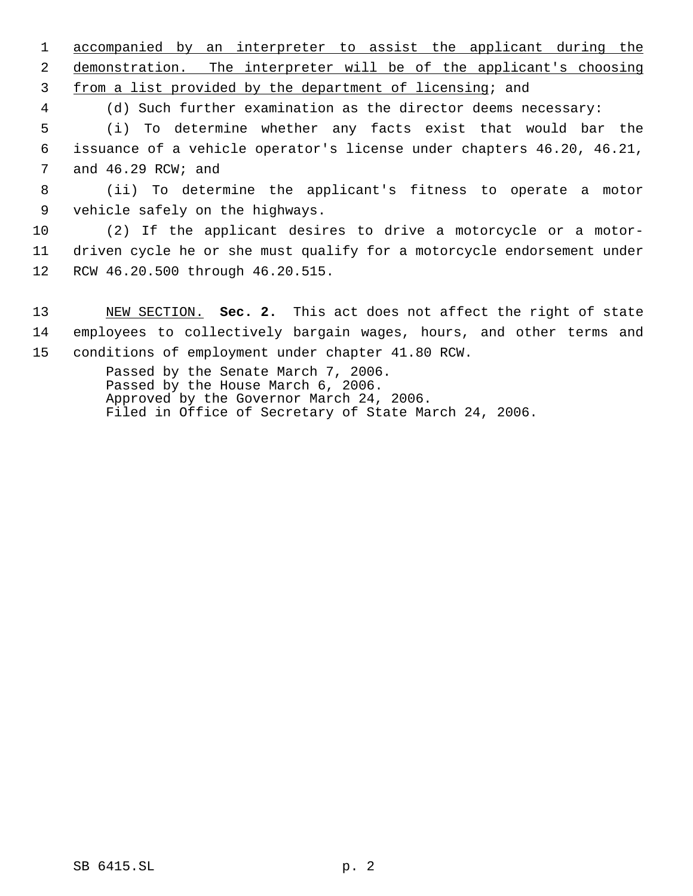accompanied by an interpreter to assist the applicant during the demonstration. The interpreter will be of the applicant's choosing from a list provided by the department of licensing; and

(d) Such further examination as the director deems necessary:

(i) To determine whether any facts exist that would bar the issuance of a vehicle operator's license under chapters 46.20, 46.21, and 46.29 RCW; and

(ii) To determine the applicant's fitness to operate a motor vehicle safely on the highways.

(2) If the applicant desires to drive a motorcycle or a motor-driven cycle he or she must qualify for a motorcycle endorsement under RCW 46.20.500 through 46.20.515.

NEW SECTION. **Sec. 2.** This act does not affect the right of state employees to collectively bargain wages, hours, and other terms and conditions of employment under chapter 41.80 RCW.

Passed by the Senate March 7, 2006.
Passed by the House March 6, 2006.
Approved by the Governor March 24, 2006.
Filed in Office of Secretary of State March 24, 2006.